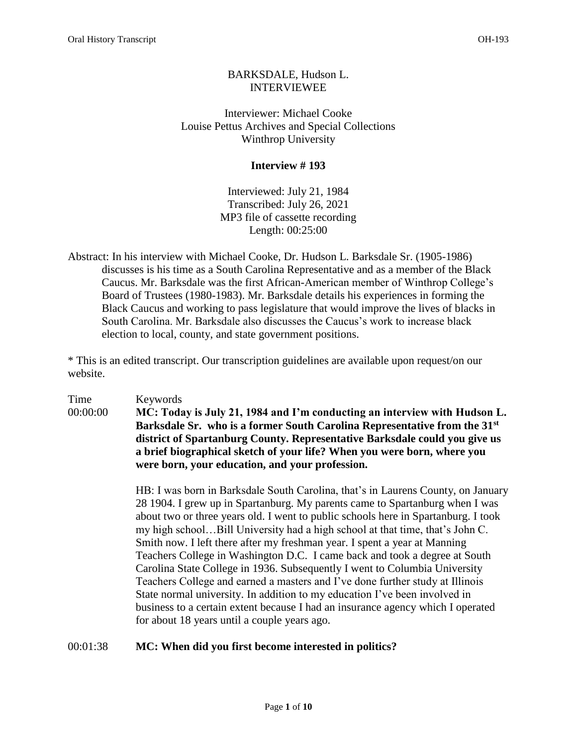BARKSDALE, Hudson L.
INTERVIEWEE

Interviewer: Michael Cooke
Louise Pettus Archives and Special Collections
Winthrop University

**Interview # 193**

Interviewed: July 21, 1984
Transcribed: July 26, 2021
MP3 file of cassette recording
Length: 00:25:00

Abstract: In his interview with Michael Cooke, Dr. Hudson L. Barksdale Sr. (1905-1986) discusses is his time as a South Carolina Representative and as a member of the Black Caucus. Mr. Barksdale was the first African-American member of Winthrop College's Board of Trustees (1980-1983). Mr. Barksdale details his experiences in forming the Black Caucus and working to pass legislature that would improve the lives of blacks in South Carolina. Mr. Barksdale also discusses the Caucus's work to increase black election to local, county, and state government positions.

\* This is an edited transcript. Our transcription guidelines are available upon request/on our website.

Time Keywords

00:00:00 **MC: Today is July 21, 1984 and I'm conducting an interview with Hudson L. Barksdale Sr. who is a former South Carolina Representative from the 31st district of Spartanburg County. Representative Barksdale could you give us a brief biographical sketch of your life? When you were born, where you were born, your education, and your profession.**

HB: I was born in Barksdale South Carolina, that's in Laurens County, on January 28 1904. I grew up in Spartanburg. My parents came to Spartanburg when I was about two or three years old. I went to public schools here in Spartanburg. I took my high school…Bill University had a high school at that time, that's John C. Smith now. I left there after my freshman year. I spent a year at Manning Teachers College in Washington D.C. I came back and took a degree at South Carolina State College in 1936. Subsequently I went to Columbia University Teachers College and earned a masters and I've done further study at Illinois State normal university. In addition to my education I've been involved in business to a certain extent because I had an insurance agency which I operated for about 18 years until a couple years ago.

00:01:38 **MC: When did you first become interested in politics?**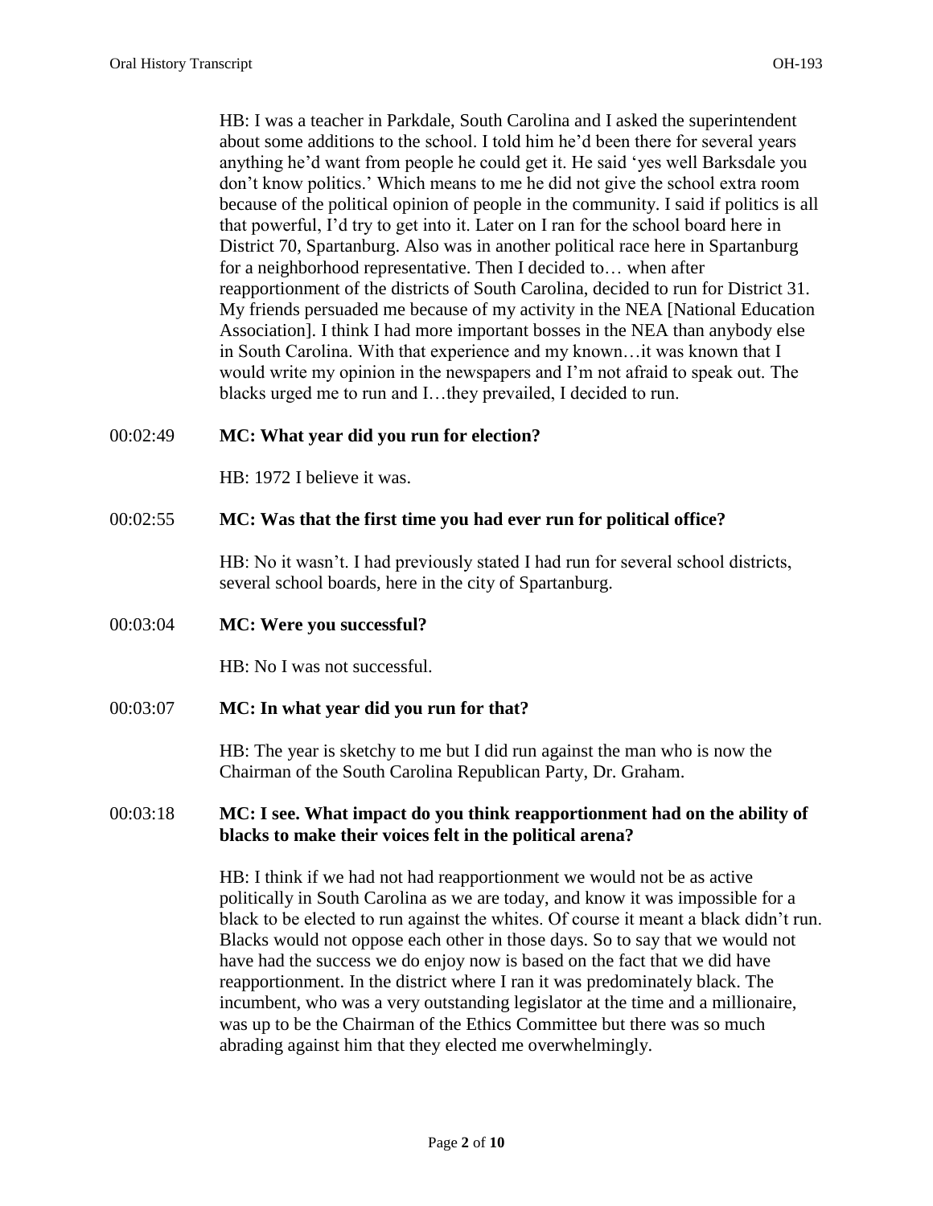HB: I was a teacher in Parkdale, South Carolina and I asked the superintendent about some additions to the school. I told him he'd been there for several years anything he'd want from people he could get it. He said 'yes well Barksdale you don't know politics.' Which means to me he did not give the school extra room because of the political opinion of people in the community. I said if politics is all that powerful, I'd try to get into it. Later on I ran for the school board here in District 70, Spartanburg. Also was in another political race here in Spartanburg for a neighborhood representative. Then I decided to… when after reapportionment of the districts of South Carolina, decided to run for District 31. My friends persuaded me because of my activity in the NEA [National Education Association]. I think I had more important bosses in the NEA than anybody else in South Carolina. With that experience and my known…it was known that I would write my opinion in the newspapers and I'm not afraid to speak out. The blacks urged me to run and I…they prevailed, I decided to run.

00:02:49 **MC: What year did you run for election?**

HB: 1972 I believe it was.

00:02:55 **MC: Was that the first time you had ever run for political office?**

HB: No it wasn't. I had previously stated I had run for several school districts, several school boards, here in the city of Spartanburg.

00:03:04 **MC: Were you successful?**

HB: No I was not successful.

00:03:07 **MC: In what year did you run for that?**

HB: The year is sketchy to me but I did run against the man who is now the Chairman of the South Carolina Republican Party, Dr. Graham.

00:03:18 **MC: I see. What impact do you think reapportionment had on the ability of blacks to make their voices felt in the political arena?**

HB: I think if we had not had reapportionment we would not be as active politically in South Carolina as we are today, and know it was impossible for a black to be elected to run against the whites. Of course it meant a black didn't run. Blacks would not oppose each other in those days. So to say that we would not have had the success we do enjoy now is based on the fact that we did have reapportionment. In the district where I ran it was predominately black. The incumbent, who was a very outstanding legislator at the time and a millionaire, was up to be the Chairman of the Ethics Committee but there was so much abrading against him that they elected me overwhelmingly.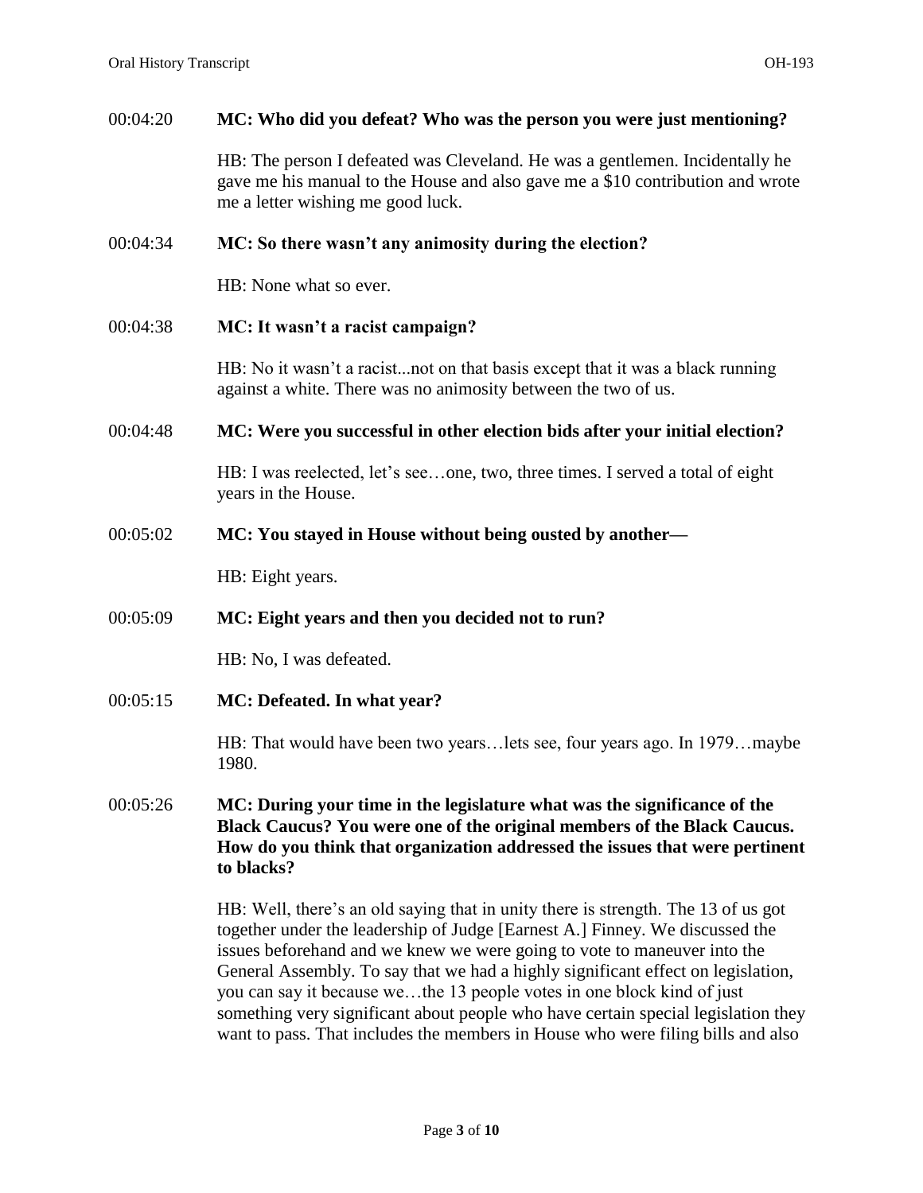00:04:20 **MC: Who did you defeat? Who was the person you were just mentioning?**

HB: The person I defeated was Cleveland. He was a gentlemen. Incidentally he gave me his manual to the House and also gave me a $10 contribution and wrote me a letter wishing me good luck.

00:04:34 **MC: So there wasn't any animosity during the election?**

HB: None what so ever.

00:04:38 **MC: It wasn't a racist campaign?**

HB: No it wasn't a racist...not on that basis except that it was a black running against a white. There was no animosity between the two of us.

00:04:48 **MC: Were you successful in other election bids after your initial election?**

HB: I was reelected, let's see…one, two, three times. I served a total of eight years in the House.

00:05:02 **MC: You stayed in House without being ousted by another—**

HB: Eight years.

00:05:09 **MC: Eight years and then you decided not to run?**

HB: No, I was defeated.

00:05:15 **MC: Defeated. In what year?**

HB: That would have been two years…lets see, four years ago. In 1979…maybe 1980.

00:05:26 **MC: During your time in the legislature what was the significance of the Black Caucus? You were one of the original members of the Black Caucus. How do you think that organization addressed the issues that were pertinent to blacks?**

HB: Well, there's an old saying that in unity there is strength. The 13 of us got together under the leadership of Judge [Earnest A.] Finney. We discussed the issues beforehand and we knew we were going to vote to maneuver into the General Assembly. To say that we had a highly significant effect on legislation, you can say it because we…the 13 people votes in one block kind of just something very significant about people who have certain special legislation they want to pass. That includes the members in House who were filing bills and also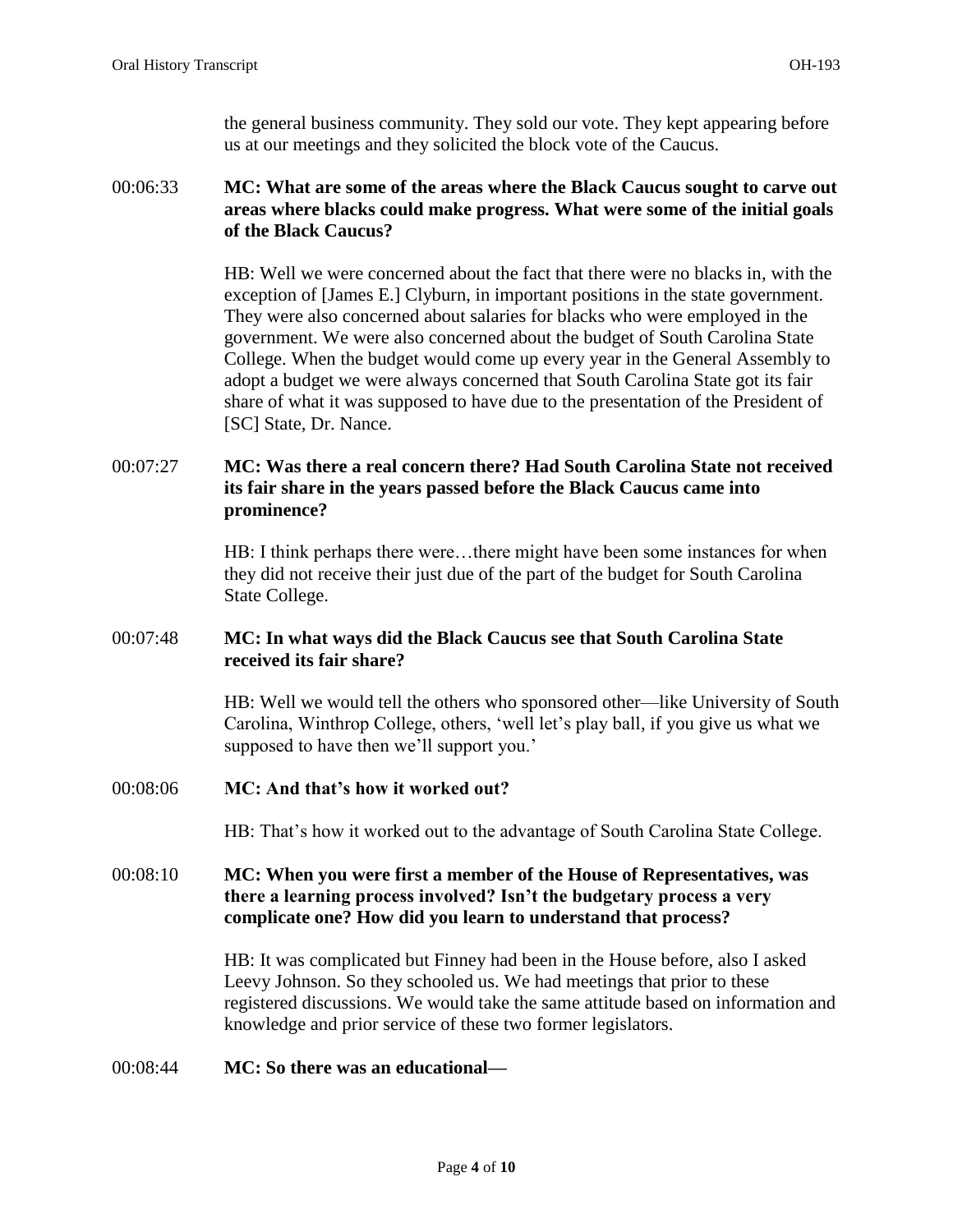the general business community. They sold our vote. They kept appearing before us at our meetings and they solicited the block vote of the Caucus.

00:06:33 **MC: What are some of the areas where the Black Caucus sought to carve out areas where blacks could make progress. What were some of the initial goals of the Black Caucus?**

HB: Well we were concerned about the fact that there were no blacks in, with the exception of [James E.] Clyburn, in important positions in the state government. They were also concerned about salaries for blacks who were employed in the government. We were also concerned about the budget of South Carolina State College. When the budget would come up every year in the General Assembly to adopt a budget we were always concerned that South Carolina State got its fair share of what it was supposed to have due to the presentation of the President of [SC] State, Dr. Nance.

00:07:27 **MC: Was there a real concern there? Had South Carolina State not received its fair share in the years passed before the Black Caucus came into prominence?**

HB: I think perhaps there were…there might have been some instances for when they did not receive their just due of the part of the budget for South Carolina State College.

00:07:48 **MC: In what ways did the Black Caucus see that South Carolina State received its fair share?**

HB: Well we would tell the others who sponsored other—like University of South Carolina, Winthrop College, others, 'well let's play ball, if you give us what we supposed to have then we'll support you.'

00:08:06 **MC: And that's how it worked out?**

HB: That's how it worked out to the advantage of South Carolina State College.

00:08:10 **MC: When you were first a member of the House of Representatives, was there a learning process involved? Isn't the budgetary process a very complicate one? How did you learn to understand that process?**

HB: It was complicated but Finney had been in the House before, also I asked Leevy Johnson. So they schooled us. We had meetings that prior to these registered discussions. We would take the same attitude based on information and knowledge and prior service of these two former legislators.

00:08:44 **MC: So there was an educational—**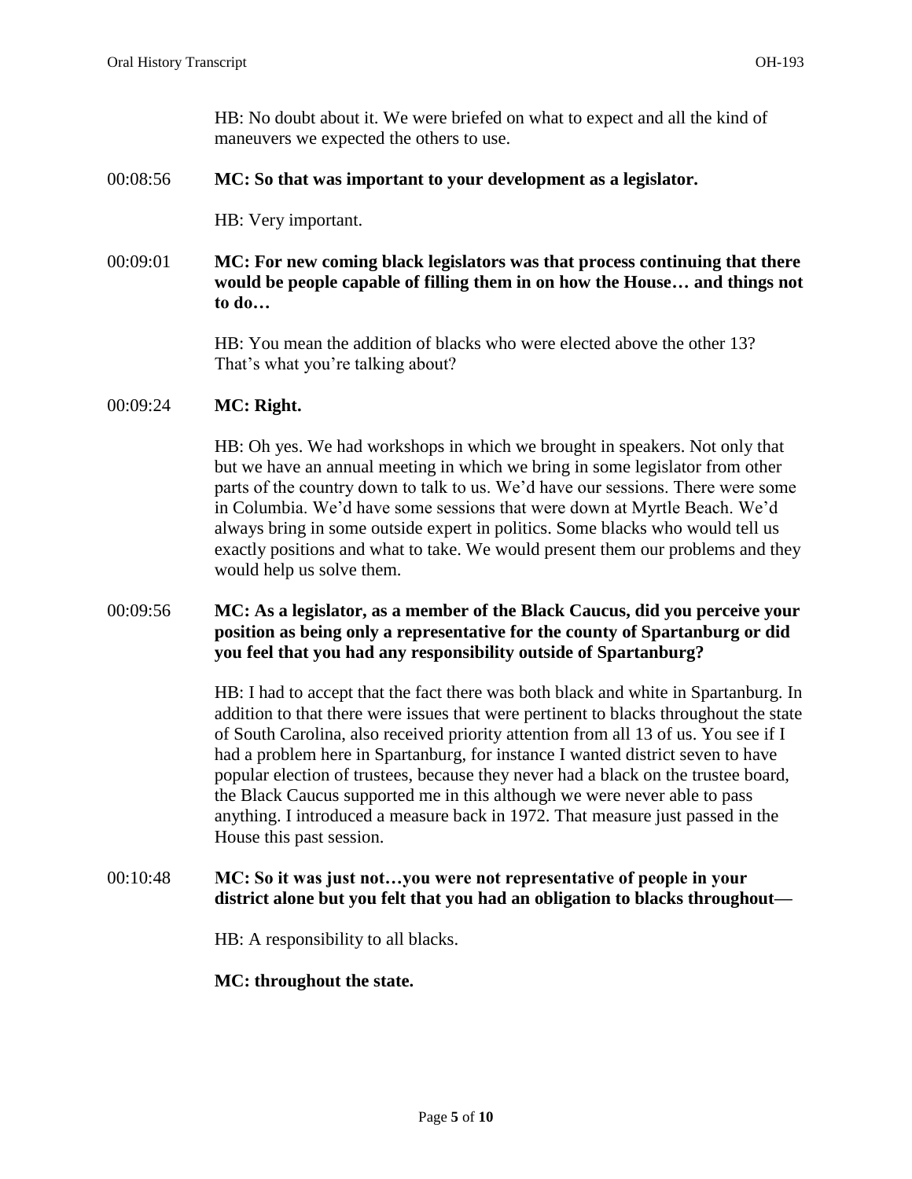HB: No doubt about it. We were briefed on what to expect and all the kind of maneuvers we expected the others to use.

00:08:56 **MC: So that was important to your development as a legislator.**

HB: Very important.

00:09:01 **MC: For new coming black legislators was that process continuing that there would be people capable of filling them in on how the House… and things not to do…**

HB: You mean the addition of blacks who were elected above the other 13? That's what you're talking about?

00:09:24 **MC: Right.**

HB: Oh yes. We had workshops in which we brought in speakers. Not only that but we have an annual meeting in which we bring in some legislator from other parts of the country down to talk to us. We'd have our sessions. There were some in Columbia. We'd have some sessions that were down at Myrtle Beach. We'd always bring in some outside expert in politics. Some blacks who would tell us exactly positions and what to take. We would present them our problems and they would help us solve them.

00:09:56 **MC: As a legislator, as a member of the Black Caucus, did you perceive your position as being only a representative for the county of Spartanburg or did you feel that you had any responsibility outside of Spartanburg?**

HB: I had to accept that the fact there was both black and white in Spartanburg. In addition to that there were issues that were pertinent to blacks throughout the state of South Carolina, also received priority attention from all 13 of us. You see if I had a problem here in Spartanburg, for instance I wanted district seven to have popular election of trustees, because they never had a black on the trustee board, the Black Caucus supported me in this although we were never able to pass anything. I introduced a measure back in 1972. That measure just passed in the House this past session.

00:10:48 **MC: So it was just not…you were not representative of people in your district alone but you felt that you had an obligation to blacks throughout—**

HB: A responsibility to all blacks.

**MC: throughout the state.**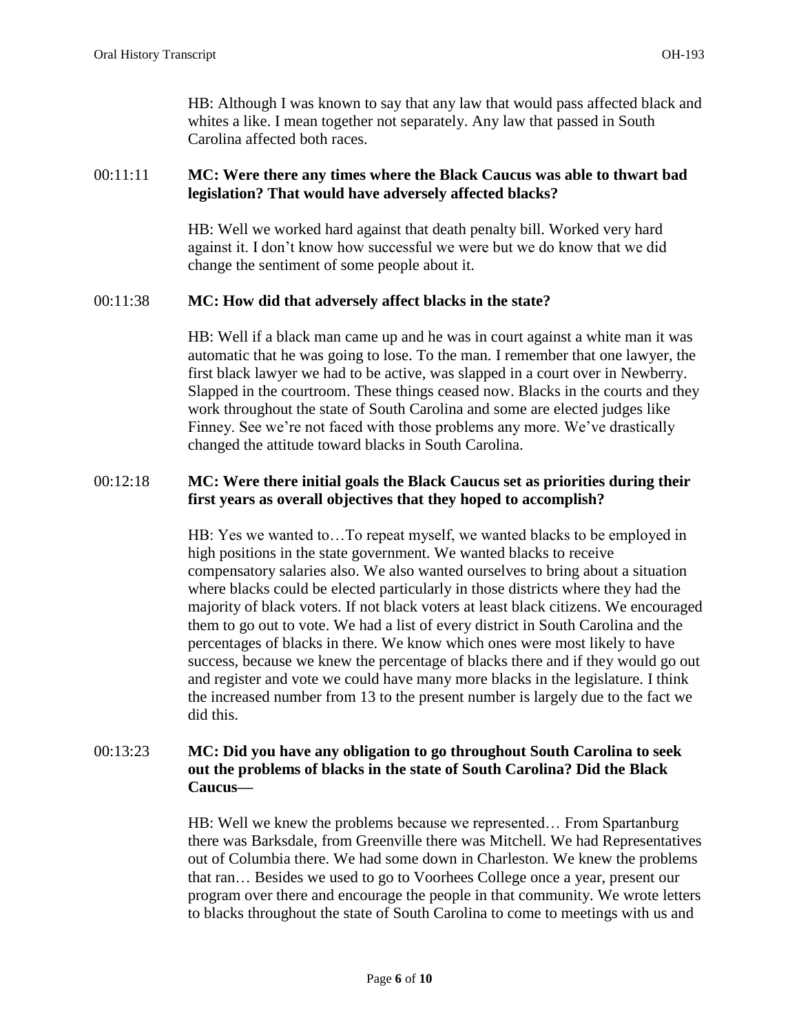HB: Although I was known to say that any law that would pass affected black and whites a like. I mean together not separately. Any law that passed in South Carolina affected both races.

00:11:11 **MC: Were there any times where the Black Caucus was able to thwart bad legislation? That would have adversely affected blacks?**

HB: Well we worked hard against that death penalty bill. Worked very hard against it. I don't know how successful we were but we do know that we did change the sentiment of some people about it.

00:11:38 **MC: How did that adversely affect blacks in the state?**

HB: Well if a black man came up and he was in court against a white man it was automatic that he was going to lose. To the man. I remember that one lawyer, the first black lawyer we had to be active, was slapped in a court over in Newberry. Slapped in the courtroom. These things ceased now. Blacks in the courts and they work throughout the state of South Carolina and some are elected judges like Finney. See we're not faced with those problems any more. We've drastically changed the attitude toward blacks in South Carolina.

00:12:18 **MC: Were there initial goals the Black Caucus set as priorities during their first years as overall objectives that they hoped to accomplish?**

HB: Yes we wanted to…To repeat myself, we wanted blacks to be employed in high positions in the state government. We wanted blacks to receive compensatory salaries also. We also wanted ourselves to bring about a situation where blacks could be elected particularly in those districts where they had the majority of black voters. If not black voters at least black citizens. We encouraged them to go out to vote. We had a list of every district in South Carolina and the percentages of blacks in there. We know which ones were most likely to have success, because we knew the percentage of blacks there and if they would go out and register and vote we could have many more blacks in the legislature. I think the increased number from 13 to the present number is largely due to the fact we did this.

00:13:23 **MC: Did you have any obligation to go throughout South Carolina to seek out the problems of blacks in the state of South Carolina? Did the Black Caucus—**

HB: Well we knew the problems because we represented… From Spartanburg there was Barksdale, from Greenville there was Mitchell. We had Representatives out of Columbia there. We had some down in Charleston. We knew the problems that ran… Besides we used to go to Voorhees College once a year, present our program over there and encourage the people in that community. We wrote letters to blacks throughout the state of South Carolina to come to meetings with us and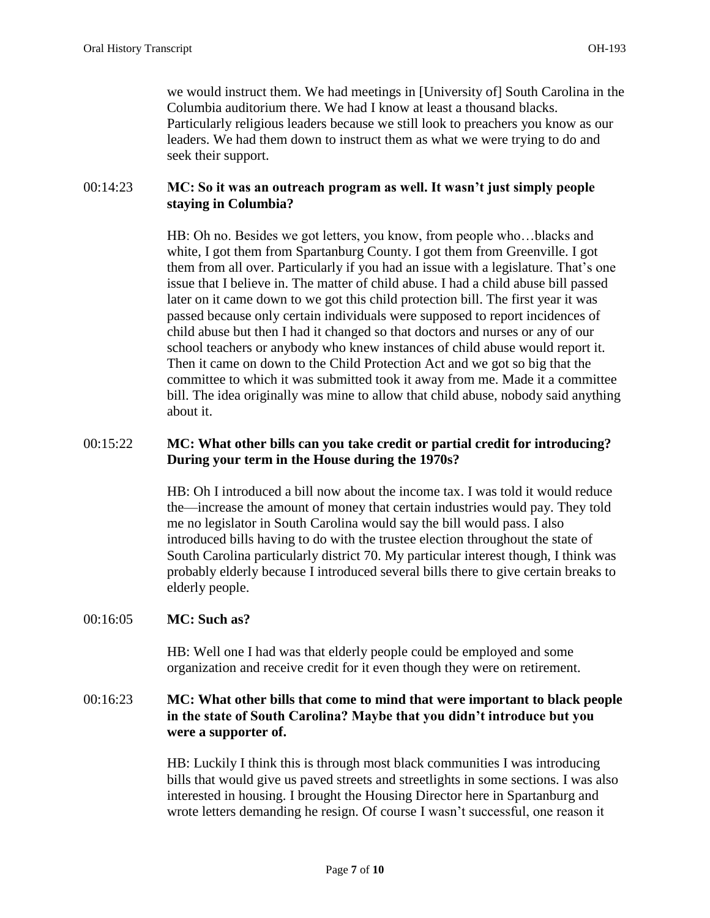we would instruct them. We had meetings in [University of] South Carolina in the Columbia auditorium there. We had I know at least a thousand blacks. Particularly religious leaders because we still look to preachers you know as our leaders. We had them down to instruct them as what we were trying to do and seek their support.

00:14:23 **MC: So it was an outreach program as well. It wasn't just simply people staying in Columbia?**

HB: Oh no. Besides we got letters, you know, from people who…blacks and white, I got them from Spartanburg County. I got them from Greenville. I got them from all over. Particularly if you had an issue with a legislature. That's one issue that I believe in. The matter of child abuse. I had a child abuse bill passed later on it came down to we got this child protection bill. The first year it was passed because only certain individuals were supposed to report incidences of child abuse but then I had it changed so that doctors and nurses or any of our school teachers or anybody who knew instances of child abuse would report it. Then it came on down to the Child Protection Act and we got so big that the committee to which it was submitted took it away from me. Made it a committee bill. The idea originally was mine to allow that child abuse, nobody said anything about it.

00:15:22 **MC: What other bills can you take credit or partial credit for introducing? During your term in the House during the 1970s?**

HB: Oh I introduced a bill now about the income tax. I was told it would reduce the—increase the amount of money that certain industries would pay. They told me no legislator in South Carolina would say the bill would pass. I also introduced bills having to do with the trustee election throughout the state of South Carolina particularly district 70. My particular interest though, I think was probably elderly because I introduced several bills there to give certain breaks to elderly people.

00:16:05 **MC: Such as?**

HB: Well one I had was that elderly people could be employed and some organization and receive credit for it even though they were on retirement.

00:16:23 **MC: What other bills that come to mind that were important to black people in the state of South Carolina? Maybe that you didn't introduce but you were a supporter of.**

HB: Luckily I think this is through most black communities I was introducing bills that would give us paved streets and streetlights in some sections. I was also interested in housing. I brought the Housing Director here in Spartanburg and wrote letters demanding he resign. Of course I wasn't successful, one reason it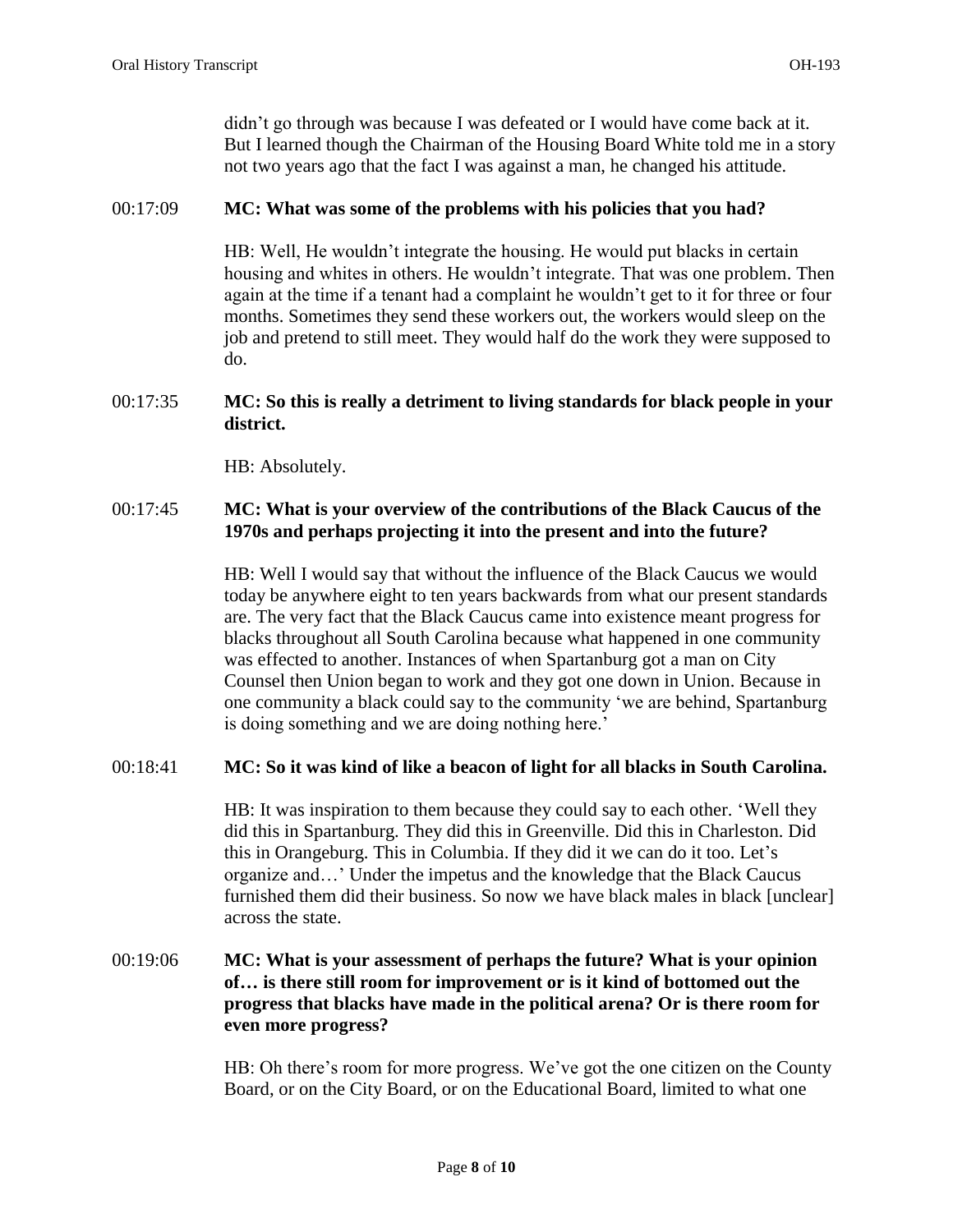didn't go through was because I was defeated or I would have come back at it. But I learned though the Chairman of the Housing Board White told me in a story not two years ago that the fact I was against a man, he changed his attitude.

00:17:09 **MC: What was some of the problems with his policies that you had?**

HB: Well, He wouldn't integrate the housing. He would put blacks in certain housing and whites in others. He wouldn't integrate. That was one problem. Then again at the time if a tenant had a complaint he wouldn't get to it for three or four months. Sometimes they send these workers out, the workers would sleep on the job and pretend to still meet. They would half do the work they were supposed to do.

00:17:35 **MC: So this is really a detriment to living standards for black people in your district.**

HB: Absolutely.

00:17:45 **MC: What is your overview of the contributions of the Black Caucus of the 1970s and perhaps projecting it into the present and into the future?**

HB: Well I would say that without the influence of the Black Caucus we would today be anywhere eight to ten years backwards from what our present standards are. The very fact that the Black Caucus came into existence meant progress for blacks throughout all South Carolina because what happened in one community was effected to another. Instances of when Spartanburg got a man on City Counsel then Union began to work and they got one down in Union. Because in one community a black could say to the community 'we are behind, Spartanburg is doing something and we are doing nothing here.'

00:18:41 **MC: So it was kind of like a beacon of light for all blacks in South Carolina.**

HB: It was inspiration to them because they could say to each other. 'Well they did this in Spartanburg. They did this in Greenville. Did this in Charleston. Did this in Orangeburg. This in Columbia. If they did it we can do it too. Let's organize and…' Under the impetus and the knowledge that the Black Caucus furnished them did their business. So now we have black males in black [unclear] across the state.

00:19:06 **MC: What is your assessment of perhaps the future? What is your opinion of… is there still room for improvement or is it kind of bottomed out the progress that blacks have made in the political arena? Or is there room for even more progress?**

HB: Oh there's room for more progress. We've got the one citizen on the County Board, or on the City Board, or on the Educational Board, limited to what one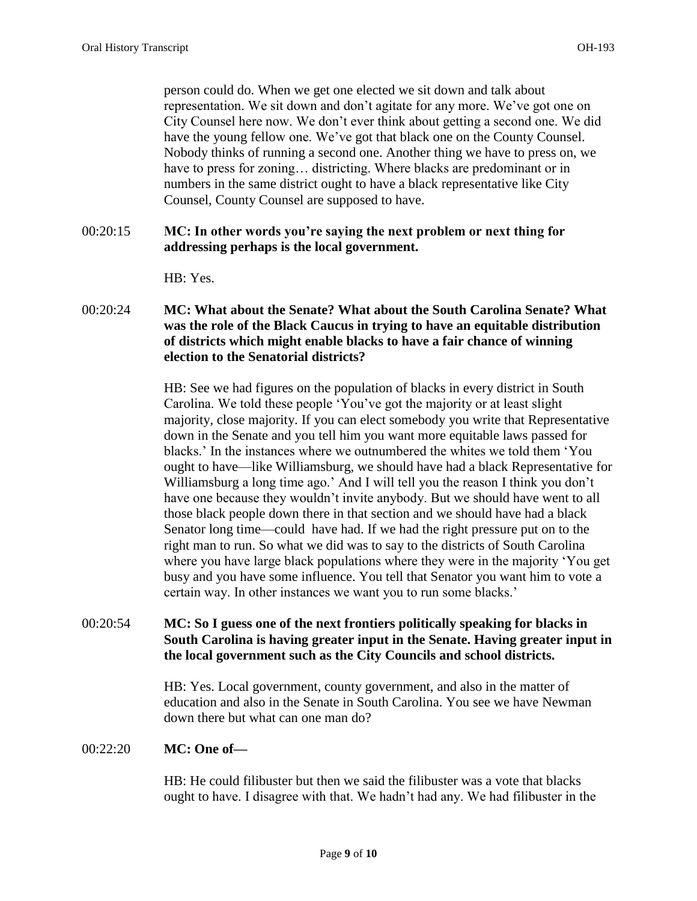person could do. When we get one elected we sit down and talk about representation. We sit down and don't agitate for any more. We've got one on City Counsel here now. We don't ever think about getting a second one. We did have the young fellow one. We've got that black one on the County Counsel. Nobody thinks of running a second one. Another thing we have to press on, we have to press for zoning… districting. Where blacks are predominant or in numbers in the same district ought to have a black representative like City Counsel, County Counsel are supposed to have.

00:20:15 **MC: In other words you're saying the next problem or next thing for addressing perhaps is the local government.**

HB: Yes.

00:20:24 **MC: What about the Senate? What about the South Carolina Senate? What was the role of the Black Caucus in trying to have an equitable distribution of districts which might enable blacks to have a fair chance of winning election to the Senatorial districts?**

HB: See we had figures on the population of blacks in every district in South Carolina. We told these people 'You've got the majority or at least slight majority, close majority. If you can elect somebody you write that Representative down in the Senate and you tell him you want more equitable laws passed for blacks.' In the instances where we outnumbered the whites we told them 'You ought to have—like Williamsburg, we should have had a black Representative for Williamsburg a long time ago.' And I will tell you the reason I think you don't have one because they wouldn't invite anybody. But we should have went to all those black people down there in that section and we should have had a black Senator long time—could have had. If we had the right pressure put on to the right man to run. So what we did was to say to the districts of South Carolina where you have large black populations where they were in the majority 'You get busy and you have some influence. You tell that Senator you want him to vote a certain way. In other instances we want you to run some blacks.'

00:20:54 **MC: So I guess one of the next frontiers politically speaking for blacks in South Carolina is having greater input in the Senate. Having greater input in the local government such as the City Councils and school districts.**

HB: Yes. Local government, county government, and also in the matter of education and also in the Senate in South Carolina. You see we have Newman down there but what can one man do?

00:22:20 **MC: One of—**

HB: He could filibuster but then we said the filibuster was a vote that blacks ought to have. I disagree with that. We hadn't had any. We had filibuster in the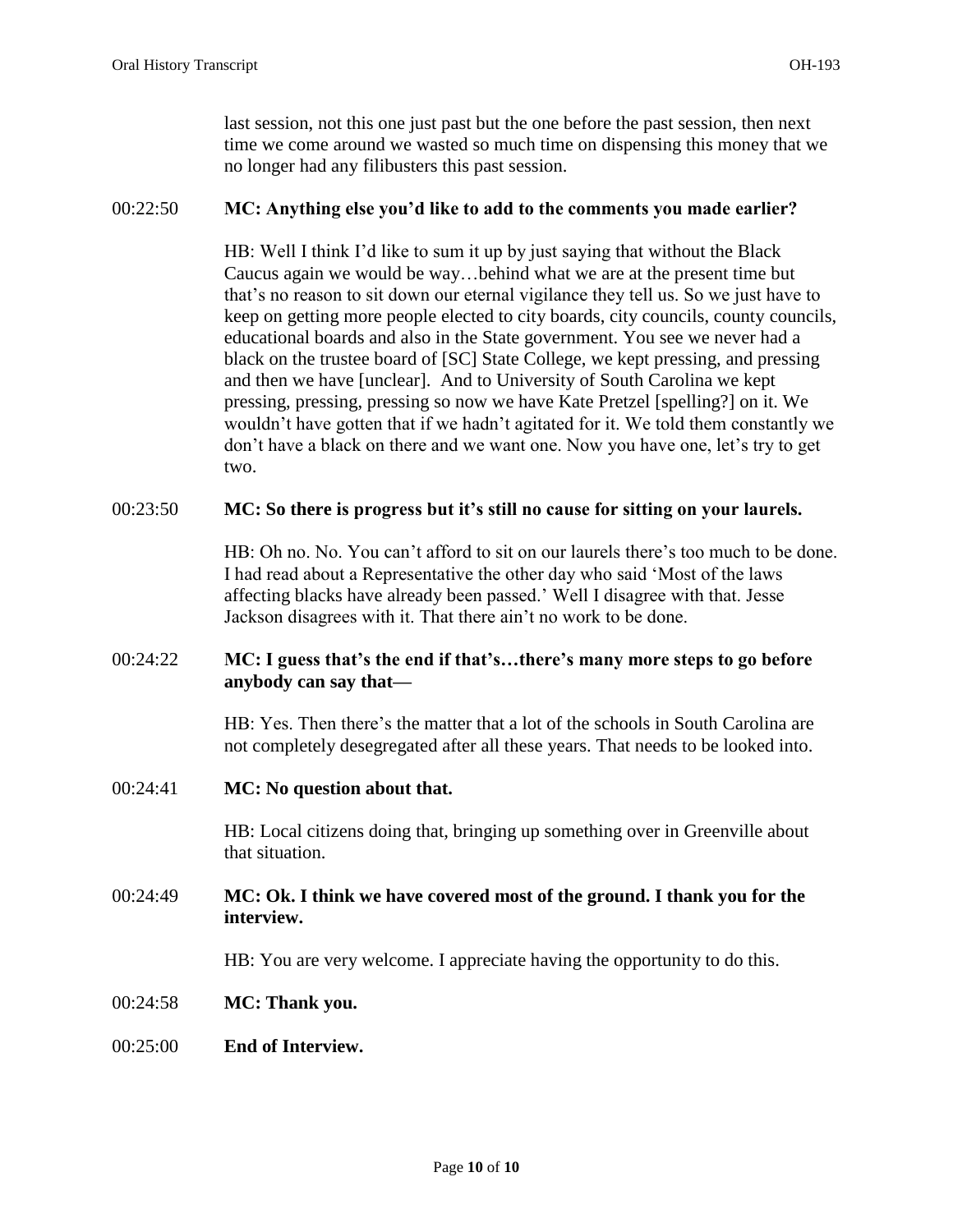last session, not this one just past but the one before the past session, then next time we come around we wasted so much time on dispensing this money that we no longer had any filibusters this past session.

00:22:50 **MC: Anything else you'd like to add to the comments you made earlier?**

HB: Well I think I'd like to sum it up by just saying that without the Black Caucus again we would be way…behind what we are at the present time but that's no reason to sit down our eternal vigilance they tell us. So we just have to keep on getting more people elected to city boards, city councils, county councils, educational boards and also in the State government. You see we never had a black on the trustee board of [SC] State College, we kept pressing, and pressing and then we have [unclear]. And to University of South Carolina we kept pressing, pressing, pressing so now we have Kate Pretzel [spelling?] on it. We wouldn't have gotten that if we hadn't agitated for it. We told them constantly we don't have a black on there and we want one. Now you have one, let's try to get two.

00:23:50 **MC: So there is progress but it's still no cause for sitting on your laurels.**

HB: Oh no. No. You can't afford to sit on our laurels there's too much to be done. I had read about a Representative the other day who said 'Most of the laws affecting blacks have already been passed.' Well I disagree with that. Jesse Jackson disagrees with it. That there ain't no work to be done.

00:24:22 **MC: I guess that's the end if that's…there's many more steps to go before anybody can say that—**

HB: Yes. Then there's the matter that a lot of the schools in South Carolina are not completely desegregated after all these years. That needs to be looked into.

00:24:41 **MC: No question about that.**

HB: Local citizens doing that, bringing up something over in Greenville about that situation.

00:24:49 **MC: Ok. I think we have covered most of the ground. I thank you for the interview.**

HB: You are very welcome. I appreciate having the opportunity to do this.

00:24:58 **MC: Thank you.**

00:25:00 **End of Interview.**